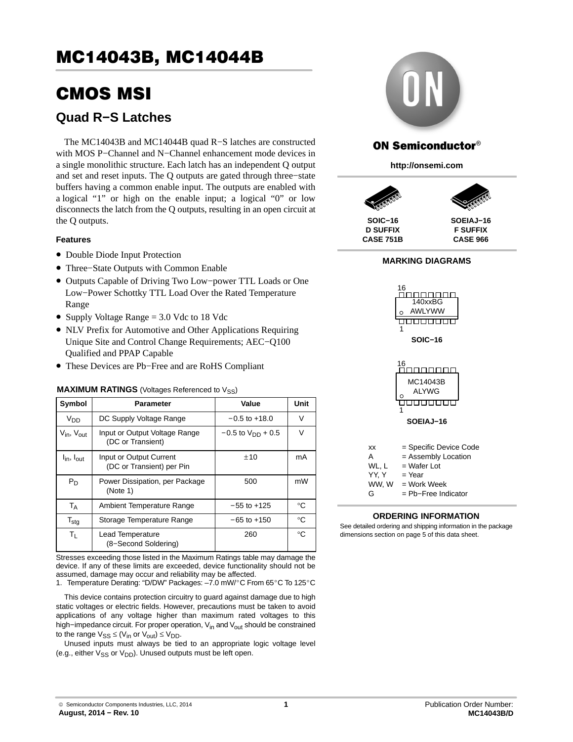# MC14043B, MC14044B

# CMOS MSI

## Quad R−S Latches

The MC14043B and MC14044B quad R−S latches are constructed with MOS P−Channel and N−Channel enhancement mode devices in a single monolithic structure. Each latch has an independent Q output and set and reset inputs. The Q outputs are gated through three−state buffers having a common enable input. The outputs are enabled with a logical "1" or high on the enable input; a logical "0" or low disconnects the latch from the Q outputs, resulting in an open circuit at the Q outputs.

### Features

- Double Diode Input Protection
- Three−State Outputs with Common Enable
- Outputs Capable of Driving Two Low−power TTL Loads or One Low−Power Schottky TTL Load Over the Rated Temperature Range
- Supply Voltage Range = 3.0 Vdc to 18 Vdc
- NLV Prefix for Automotive and Other Applications Requiring Unique Site and Control Change Requirements; AEC−Q100 Qualified and PPAP Capable
- These Devices are Pb−Free and are RoHS Compliant

**MAXIMUM RATINGS** (Voltages Referenced to $V_{SS}$)

| Symbol | Parameter | Value | Unit |
|---|---|---|---|
| $V_{DD}$ | DC Supply Voltage Range | −0.5 to +18.0 | V |
| $V_{in}$, $V_{out}$ | Input or Output Voltage Range (DC or Transient) | −0.5 to $V_{DD}$ + 0.5 | V |
| $I_{in}$, $I_{out}$ | Input or Output Current (DC or Transient) per Pin | ±10 | mA |
| $P_D$ | Power Dissipation, per Package (Note 1) | 500 | mW |
| $T_A$ | Ambient Temperature Range | −55 to +125 | °C |
| $T_{stg}$ | Storage Temperature Range | −65 to +150 | °C |
| $T_L$ | Lead Temperature (8−Second Soldering) | 260 | °C |

Stresses exceeding those listed in the Maximum Ratings table may damage the device. If any of these limits are exceeded, device functionality should not be assumed, damage may occur and reliability may be affected.

1. Temperature Derating: "D/DW" Packages: –7.0 mW/°C From 65°C To 125°C

This device contains protection circuitry to guard against damage due to high static voltages or electric fields. However, precautions must be taken to avoid applications of any voltage higher than maximum rated voltages to this high−impedance circuit. For proper operation, $V_{in}$ and $V_{out}$ should be constrained to the range $V_{SS} \leq (V_{in} \text{ or } V_{out}) \leq V_{DD}$.

Unused inputs must always be tied to an appropriate logic voltage level (e.g., either $V_{SS}$ or $V_{DD}$). Unused outputs must be left open.

**ON Semiconductor®**

**http://onsemi.com**

**SOIC−16**
**D SUFFIX**
**CASE 751B**

**SOEIAJ−16**
**F SUFFIX**
**CASE 966**

**MARKING DIAGRAMS**

16
140xxBG
AWLYWW
1
**SOIC−16**

16
MC14043B
ALYWG
1
**SOEIAJ−16**

| | |
|---|---|
| xx | = Specific Device Code |
| A | = Assembly Location |
| WL, L | = Wafer Lot |
| YY, Y | = Year |
| WW, W | = Work Week |
| G | = Pb−Free Indicator |

**ORDERING INFORMATION**

See detailed ordering and shipping information in the package dimensions section on page 5 of this data sheet.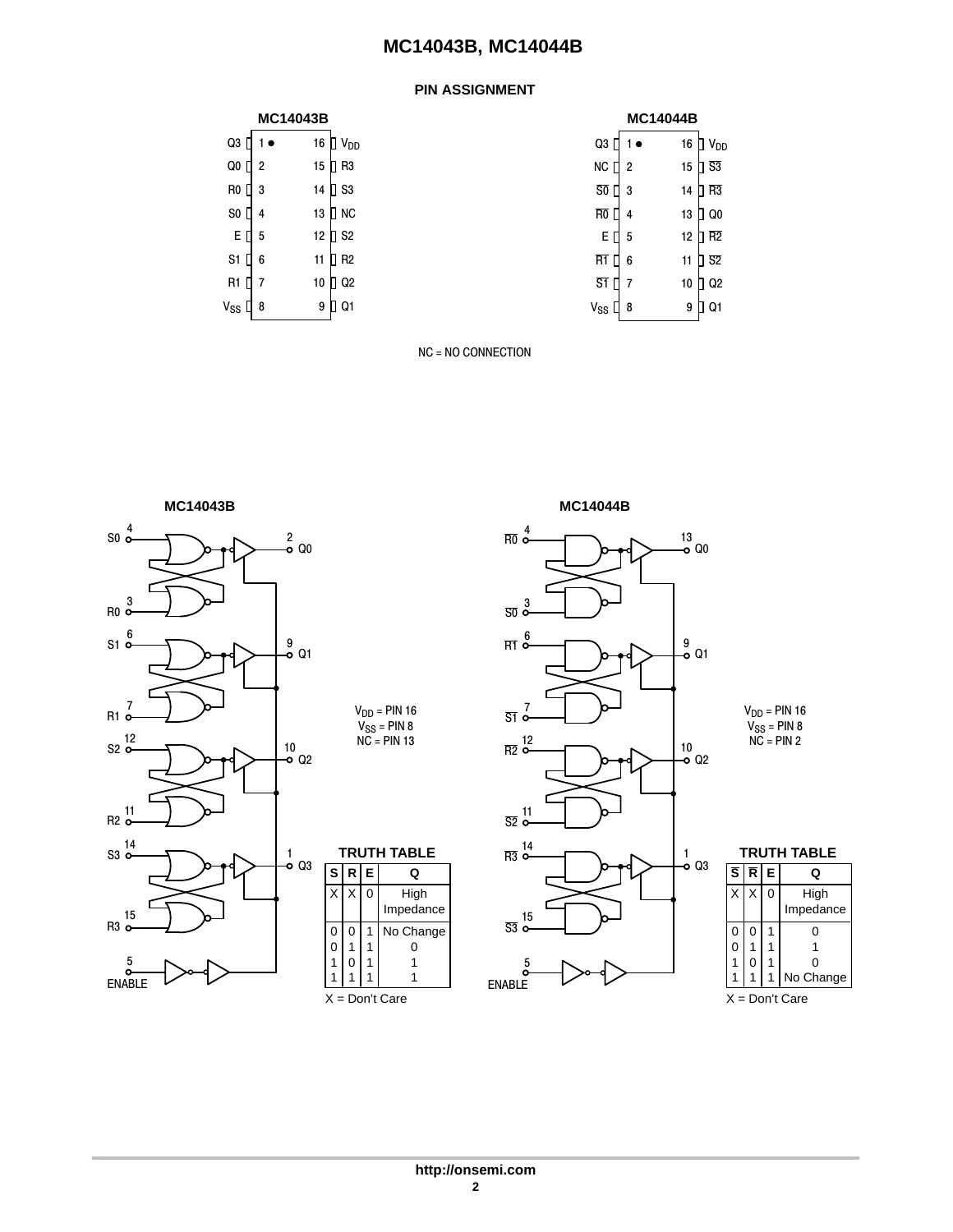## PIN ASSIGNMENT

**MC14043B**

| Pin | Name | Pin | Name |
|---|---|---|---|
| 1 | Q3 | 16 | $V_{DD}$ |
| 2 | Q0 | 15 | R3 |
| 3 | R0 | 14 | S3 |
| 4 | S0 | 13 | NC |
| 5 | E | 12 | S2 |
| 6 | S1 | 11 | R2 |
| 7 | R1 | 10 | Q2 |
| 8 | $V_{SS}$ | 9 | Q1 |

**MC14044B**

| Pin | Name | Pin | Name |
|---|---|---|---|
| 1 | Q3 | 16 | $V_{DD}$ |
| 2 | NC | 15 | $\overline{S3}$ |
| 3 | $\overline{S0}$ | 14 | $\overline{R3}$ |
| 4 | $\overline{R0}$ | 13 | Q0 |
| 5 | E | 12 | $\overline{R2}$ |
| 6 | $\overline{R1}$ | 11 | $\overline{S2}$ |
| 7 | $\overline{S1}$ | 10 | Q2 |
| 8 | $V_{SS}$ | 9 | Q1 |

NC = NO CONNECTION

**MC14043B**

$V_{DD}$ = PIN 16
$V_{SS}$ = PIN 8
NC = PIN 13

**TRUTH TABLE**

| S | R | E | Q |
|---|---|---|---|
| X | X | 0 | High Impedance |
| 0 | 0 | 1 | No Change |
| 0 | 1 | 1 | 0 |
| 1 | 0 | 1 | 1 |
| 1 | 1 | 1 | 1 |

X = Don't Care

**MC14044B**

$V_{DD}$ = PIN 16
$V_{SS}$ = PIN 8
NC = PIN 2

**TRUTH TABLE**

| $\overline{S}$ | $\overline{R}$ | E | Q |
|---|---|---|---|
| X | X | 0 | High Impedance |
| 0 | 0 | 1 | 0 |
| 0 | 1 | 1 | 1 |
| 1 | 0 | 1 | 0 |
| 1 | 1 | 1 | No Change |

X = Don't Care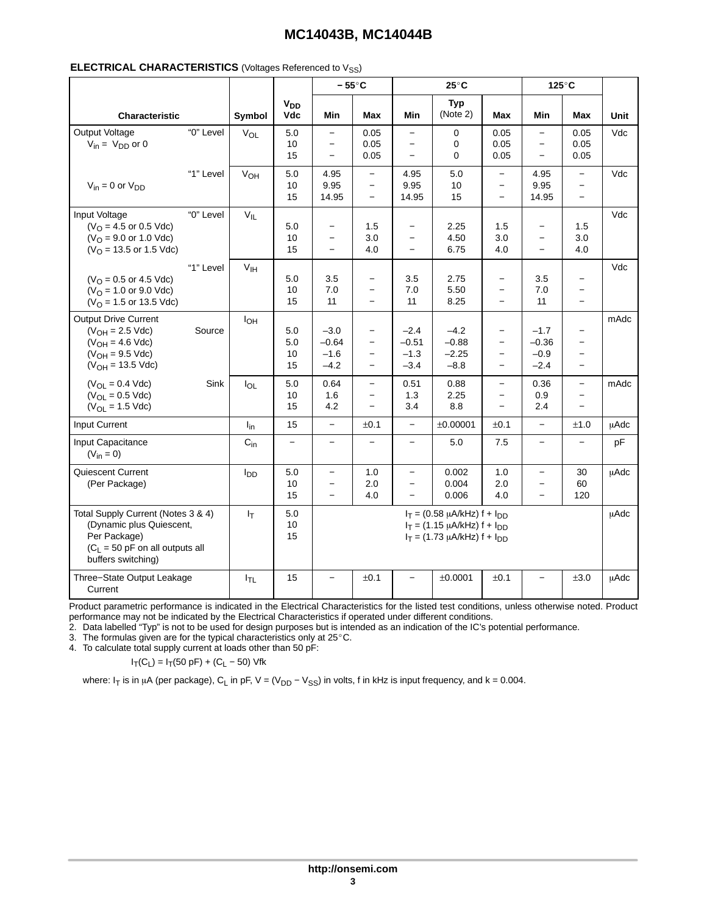## ELECTRICAL CHARACTERISTICS (Voltages Referenced to $V_{SS}$)

| Characteristic | | Symbol | $V_{DD}$ Vdc | − 55°C | | 25°C | | | 125°C | | Unit |
|---|---|---|---|---|---|---|---|---|---|---|---|
| | | | | Min | Max | Min | Typ (Note 2) | Max | Min | Max | |
| Output Voltage $V_{in}$ = $V_{DD}$ or 0 | "0" Level | $V_{OL}$ | 5.0 / 10 / 15 | − / − / − | 0.05 / 0.05 / 0.05 | − / − / − | 0 / 0 / 0 | 0.05 / 0.05 / 0.05 | − / − / − | 0.05 / 0.05 / 0.05 | Vdc |
| $V_{in}$ = 0 or $V_{DD}$ | "1" Level | $V_{OH}$ | 5.0 / 10 / 15 | 4.95 / 9.95 / 14.95 | − / − / − | 4.95 / 9.95 / 14.95 | 5.0 / 10 / 15 | − / − / − | 4.95 / 9.95 / 14.95 | − / − / − | Vdc |
| Input Voltage ($V_O$ = 4.5 or 0.5 Vdc) ($V_O$ = 9.0 or 1.0 Vdc) ($V_O$ = 13.5 or 1.5 Vdc) | "0" Level | $V_{IL}$ | 5.0 / 10 / 15 | − / − / − | 1.5 / 3.0 / 4.0 | − / − / − | 2.25 / 4.50 / 6.75 | 1.5 / 3.0 / 4.0 | − / − / − | 1.5 / 3.0 / 4.0 | Vdc |
| ($V_O$ = 0.5 or 4.5 Vdc) ($V_O$ = 1.0 or 9.0 Vdc) ($V_O$ = 1.5 or 13.5 Vdc) | "1" Level | $V_{IH}$ | 5.0 / 10 / 15 | 3.5 / 7.0 / 11 | − / − / − | 3.5 / 7.0 / 11 | 2.75 / 5.50 / 8.25 | − / − / − | 3.5 / 7.0 / 11 | − / − / − | Vdc |
| Output Drive Current ($V_{OH}$ = 2.5 Vdc) ($V_{OH}$ = 4.6 Vdc) ($V_{OH}$ = 9.5 Vdc) ($V_{OH}$ = 13.5 Vdc) | Source | $I_{OH}$ | 5.0 / 5.0 / 10 / 15 | –3.0 / –0.64 / –1.6 / –4.2 | − / − / − / − | –2.4 / –0.51 / –1.3 / –3.4 | –4.2 / –0.88 / –2.25 / –8.8 | − / − / − / − | –1.7 / –0.36 / –0.9 / –2.4 | − / − / − / − | mAdc |
| ($V_{OL}$ = 0.4 Vdc) ($V_{OL}$ = 0.5 Vdc) ($V_{OL}$ = 1.5 Vdc) | Sink | $I_{OL}$ | 5.0 / 10 / 15 | 0.64 / 1.6 / 4.2 | − / − / − | 0.51 / 1.3 / 3.4 | 0.88 / 2.25 / 8.8 | − / − / − | 0.36 / 0.9 / 2.4 | − / − / − | mAdc |
| Input Current | | $I_{in}$ | 15 | − | ±0.1 | − | ±0.00001 | ±0.1 | − | ±1.0 | μAdc |
| Input Capacitance ($V_{in}$ = 0) | | $C_{in}$ | − | − | − | − | 5.0 | 7.5 | − | − | pF |
| Quiescent Current (Per Package) | | $I_{DD}$ | 5.0 / 10 / 15 | − / − / − | 1.0 / 2.0 / 4.0 | − / − / − | 0.002 / 0.004 / 0.006 | 1.0 / 2.0 / 4.0 | − / − / − | 30 / 60 / 120 | μAdc |
| Total Supply Current (Notes 3 & 4) (Dynamic plus Quiescent, Per Package) ($C_L$ = 50 pF on all outputs all buffers switching) | | $I_T$ | 5.0 / 10 / 15 | $I_T$ = (0.58 μA/kHz) f + $I_{DD}$ / $I_T$ = (1.15 μA/kHz) f + $I_{DD}$ / $I_T$ = (1.73 μA/kHz) f + $I_{DD}$ | | | | | | | μAdc |
| Three−State Output Leakage Current | | $I_{TL}$ | 15 | − | ±0.1 | − | ±0.0001 | ±0.1 | − | ±3.0 | μAdc |

Product parametric performance is indicated in the Electrical Characteristics for the listed test conditions, unless otherwise noted. Product performance may not be indicated by the Electrical Characteristics if operated under different conditions.

2. Data labelled "Typ" is not to be used for design purposes but is intended as an indication of the IC's potential performance.
3. The formulas given are for the typical characteristics only at 25°C.
4. To calculate total supply current at loads other than 50 pF:

$$I_T(C_L) = I_T(50\text{ pF}) + (C_L - 50)\text{ Vfk}$$

where: $I_T$ is in μA (per package), $C_L$ in pF, V = ($V_{DD}$ − $V_{SS}$) in volts, f in kHz is input frequency, and k = 0.004.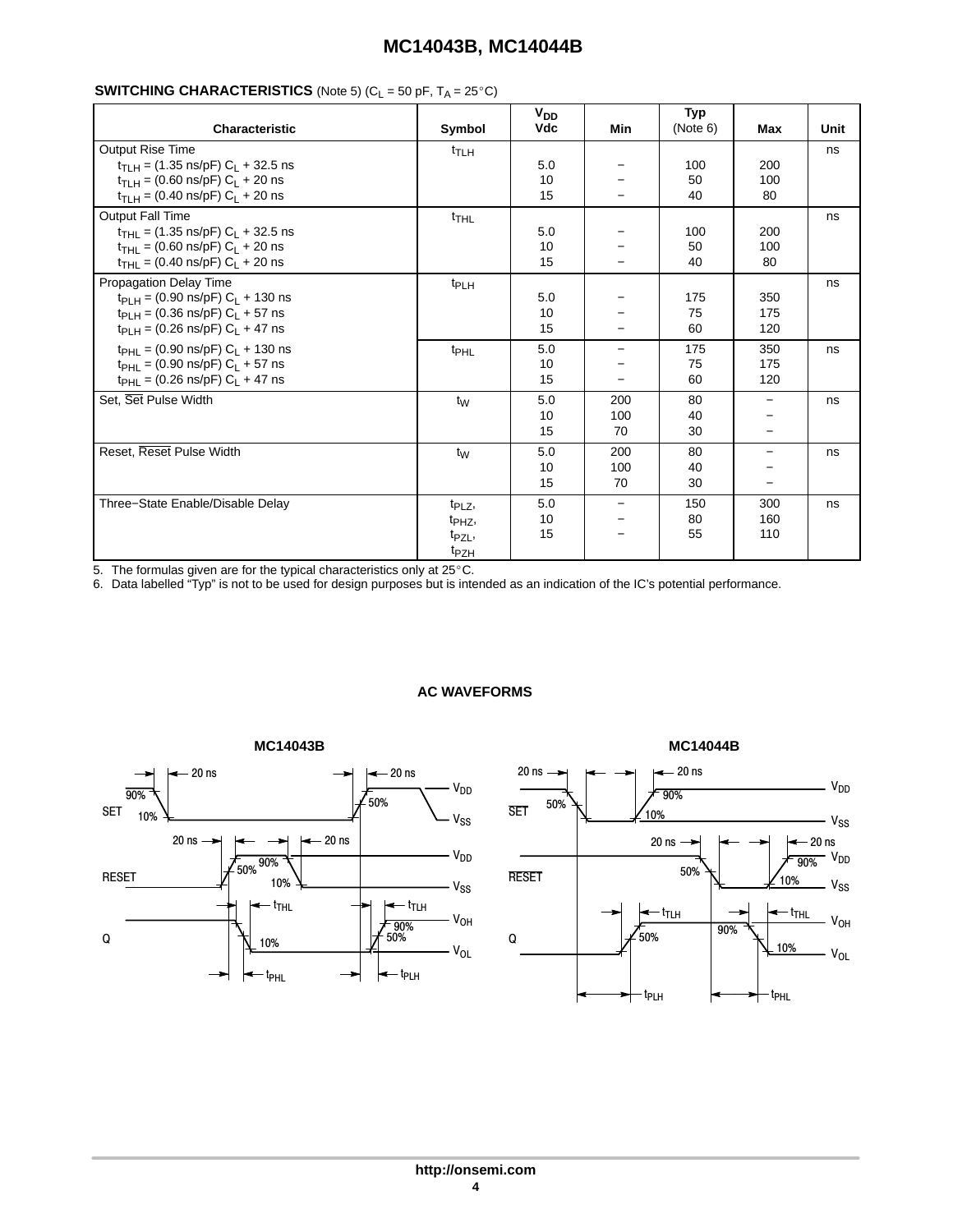**SWITCHING CHARACTERISTICS** (Note 5) ($C_L$ = 50 pF, $T_A$ = 25°C)

| Characteristic | Symbol | $V_{DD}$ Vdc | Min | Typ (Note 6) | Max | Unit |
|---|---|---|---|---|---|---|
| Output Rise Time | $t_{TLH}$ | | | | | ns |
| $t_{TLH}$ = (1.35 ns/pF) $C_L$ + 32.5 ns | | 5.0 | – | 100 | 200 | |
| $t_{TLH}$ = (0.60 ns/pF) $C_L$ + 20 ns | | 10 | – | 50 | 100 | |
| $t_{TLH}$ = (0.40 ns/pF) $C_L$ + 20 ns | | 15 | – | 40 | 80 | |
| Output Fall Time | $t_{THL}$ | | | | | ns |
| $t_{THL}$ = (1.35 ns/pF) $C_L$ + 32.5 ns | | 5.0 | – | 100 | 200 | |
| $t_{THL}$ = (0.60 ns/pF) $C_L$ + 20 ns | | 10 | – | 50 | 100 | |
| $t_{THL}$ = (0.40 ns/pF) $C_L$ + 20 ns | | 15 | – | 40 | 80 | |
| Propagation Delay Time | $t_{PLH}$ | | | | | ns |
| $t_{PLH}$ = (0.90 ns/pF) $C_L$ + 130 ns | | 5.0 | – | 175 | 350 | |
| $t_{PLH}$ = (0.36 ns/pF) $C_L$ + 57 ns | | 10 | – | 75 | 175 | |
| $t_{PLH}$ = (0.26 ns/pF) $C_L$ + 47 ns | | 15 | – | 60 | 120 | |
| $t_{PHL}$ = (0.90 ns/pF) $C_L$ + 130 ns | $t_{PHL}$ | 5.0 | – | 175 | 350 | ns |
| $t_{PHL}$ = (0.90 ns/pF) $C_L$ + 57 ns | | 10 | – | 75 | 175 | |
| $t_{PHL}$ = (0.26 ns/pF) $C_L$ + 47 ns | | 15 | – | 60 | 120 | |
| Set, $\overline{\text{Set}}$ Pulse Width | $t_W$ | 5.0 | 200 | 80 | – | ns |
| | | 10 | 100 | 40 | – | |
| | | 15 | 70 | 30 | – | |
| Reset, $\overline{\text{Reset}}$ Pulse Width | $t_W$ | 5.0 | 200 | 80 | – | ns |
| | | 10 | 100 | 40 | – | |
| | | 15 | 70 | 30 | – | |
| Three−State Enable/Disable Delay | $t_{PLZ}$, $t_{PHZ}$, $t_{PZL}$, $t_{PZH}$ | 5.0 | – | 150 | 300 | ns |
| | | 10 | – | 80 | 160 | |
| | | 15 | – | 55 | 110 | |

5. The formulas given are for the typical characteristics only at 25°C.
6. Data labelled “Typ” is not to be used for design purposes but is intended as an indication of the IC’s potential performance.

**AC WAVEFORMS**

**MC14043B**

**MC14044B**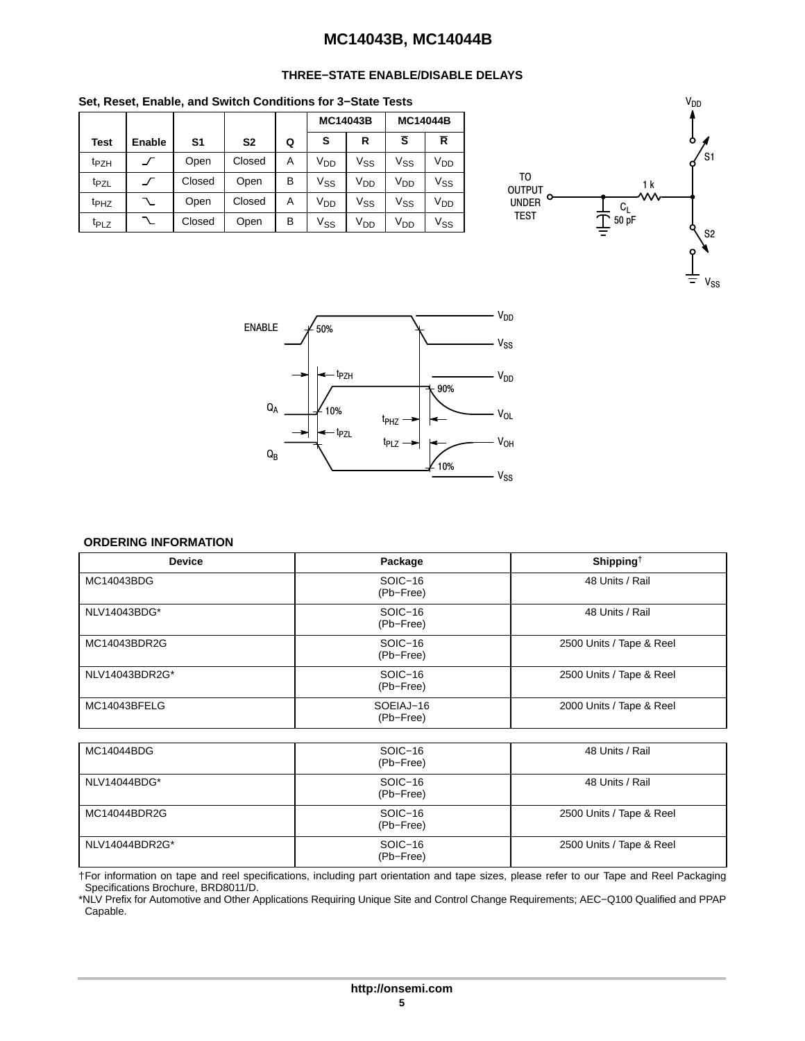## THREE−STATE ENABLE/DISABLE DELAYS

**Set, Reset, Enable, and Switch Conditions for 3−State Tests**

| Test | Enable | S1 | S2 | Q | MC14043B | | MC14044B | |
|---|---|---|---|---|---|---|---|---|
| | | | | | S | R | $\overline{S}$ | $\overline{R}$ |
| $t_{PZH}$ | ⎯/⎯ | Open | Closed | A | $V_{DD}$ | $V_{SS}$ | $V_{SS}$ | $V_{DD}$ |
| $t_{PZL}$ | ⎯/⎯ | Closed | Open | B | $V_{SS}$ | $V_{DD}$ | $V_{DD}$ | $V_{SS}$ |
| $t_{PHZ}$ | ⎯\⎯ | Open | Closed | A | $V_{DD}$ | $V_{SS}$ | $V_{SS}$ | $V_{DD}$ |
| $t_{PLZ}$ | ⎯\⎯ | Closed | Open | B | $V_{SS}$ | $V_{DD}$ | $V_{DD}$ | $V_{SS}$ |

**ORDERING INFORMATION**

| Device | Package | Shipping† |
|---|---|---|
| MC14043BDG | SOIC−16 (Pb−Free) | 48 Units / Rail |
| NLV14043BDG* | SOIC−16 (Pb−Free) | 48 Units / Rail |
| MC14043BDR2G | SOIC−16 (Pb−Free) | 2500 Units / Tape & Reel |
| NLV14043BDR2G* | SOIC−16 (Pb−Free) | 2500 Units / Tape & Reel |
| MC14043BFELG | SOEIAJ−16 (Pb−Free) | 2000 Units / Tape & Reel |
| MC14044BDG | SOIC−16 (Pb−Free) | 48 Units / Rail |
| NLV14044BDG* | SOIC−16 (Pb−Free) | 48 Units / Rail |
| MC14044BDR2G | SOIC−16 (Pb−Free) | 2500 Units / Tape & Reel |
| NLV14044BDR2G* | SOIC−16 (Pb−Free) | 2500 Units / Tape & Reel |

†For information on tape and reel specifications, including part orientation and tape sizes, please refer to our Tape and Reel Packaging Specifications Brochure, BRD8011/D.

*NLV Prefix for Automotive and Other Applications Requiring Unique Site and Control Change Requirements; AEC−Q100 Qualified and PPAP Capable.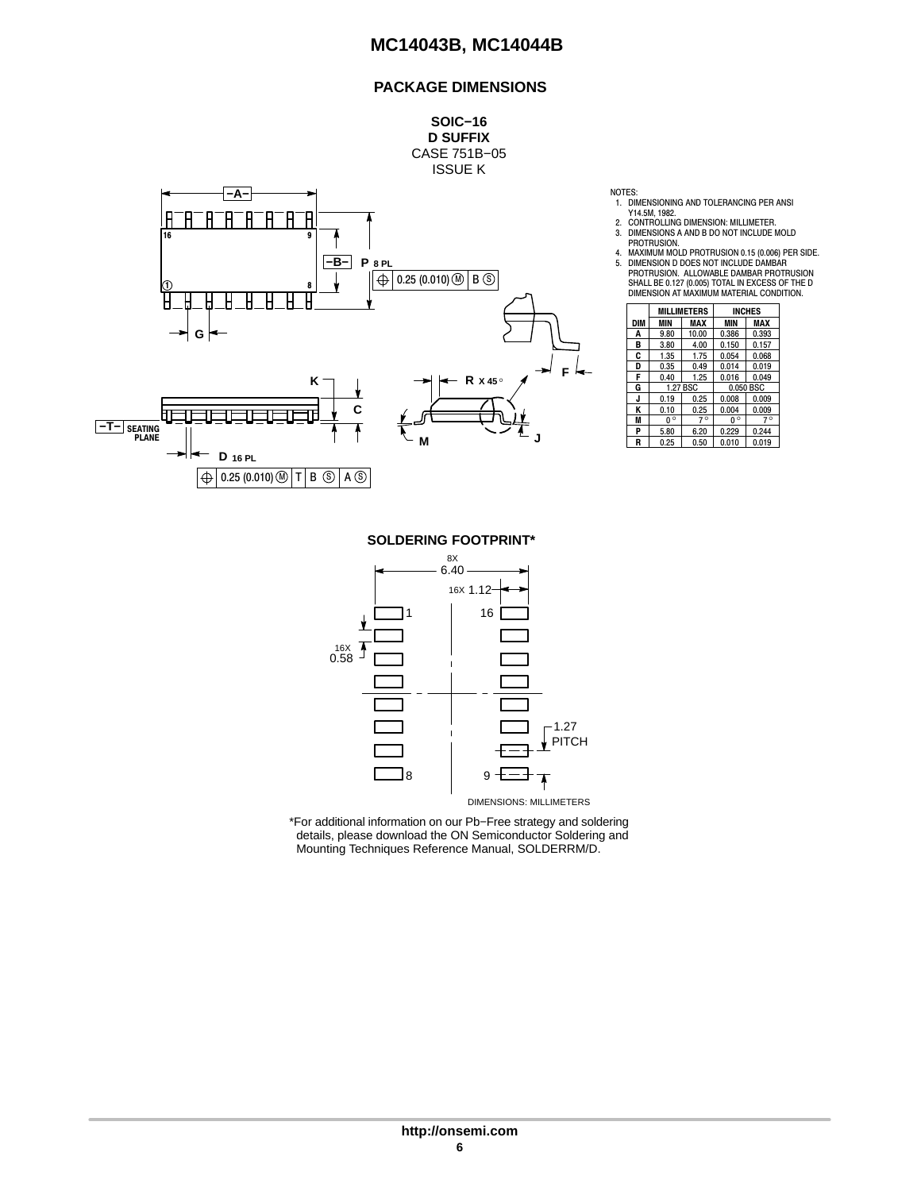## PACKAGE DIMENSIONS

**SOIC−16**
**D SUFFIX**
CASE 751B−05
ISSUE K

NOTES:
1. DIMENSIONING AND TOLERANCING PER ANSI Y14.5M, 1982.
2. CONTROLLING DIMENSION: MILLIMETER.
3. DIMENSIONS A AND B DO NOT INCLUDE MOLD PROTRUSION.
4. MAXIMUM MOLD PROTRUSION 0.15 (0.006) PER SIDE.
5. DIMENSION D DOES NOT INCLUDE DAMBAR PROTRUSION. ALLOWABLE DAMBAR PROTRUSION SHALL BE 0.127 (0.005) TOTAL IN EXCESS OF THE D DIMENSION AT MAXIMUM MATERIAL CONDITION.

| DIM | MILLIMETERS | | INCHES | |
|---|---|---|---|---|
| | MIN | MAX | MIN | MAX |
| A | 9.80 | 10.00 | 0.386 | 0.393 |
| B | 3.80 | 4.00 | 0.150 | 0.157 |
| C | 1.35 | 1.75 | 0.054 | 0.068 |
| D | 0.35 | 0.49 | 0.014 | 0.019 |
| F | 0.40 | 1.25 | 0.016 | 0.049 |
| G | 1.27 BSC | | 0.050 BSC | |
| J | 0.19 | 0.25 | 0.008 | 0.009 |
| K | 0.10 | 0.25 | 0.004 | 0.009 |
| M | 0° | 7° | 0° | 7° |
| P | 5.80 | 6.20 | 0.229 | 0.244 |
| R | 0.25 | 0.50 | 0.010 | 0.019 |

### SOLDERING FOOTPRINT*

DIMENSIONS: MILLIMETERS

*For additional information on our Pb−Free strategy and soldering details, please download the ON Semiconductor Soldering and Mounting Techniques Reference Manual, SOLDERRM/D.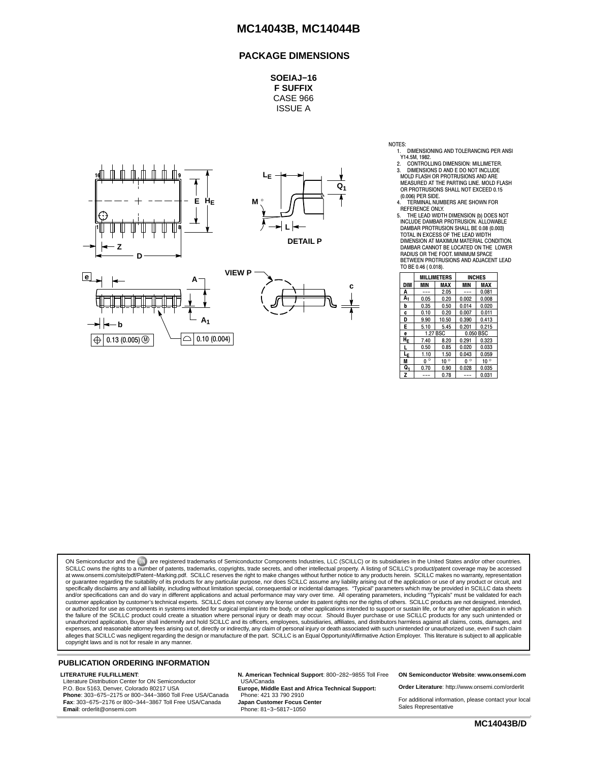## PACKAGE DIMENSIONS

**SOEIAJ−16**
**F SUFFIX**
CASE 966
ISSUE A

16
9
1
8
E
$H_E$
Z
D
$L_E$
$Q_1$
M °
L
DETAIL P
e
A
$A_1$
b
0.13 (0.005) M
0.10 (0.004)
VIEW P
c

NOTES:
1. DIMENSIONING AND TOLERANCING PER ANSI Y14.5M, 1982.
2. CONTROLLING DIMENSION: MILLIMETER.
3. DIMENSIONS D AND E DO NOT INCLUDE MOLD FLASH OR PROTRUSIONS AND ARE MEASURED AT THE PARTING LINE. MOLD FLASH OR PROTRUSIONS SHALL NOT EXCEED 0.15 (0.006) PER SIDE.
4. TERMINAL NUMBERS ARE SHOWN FOR REFERENCE ONLY.
5. THE LEAD WIDTH DIMENSION (b) DOES NOT INCLUDE DAMBAR PROTRUSION. ALLOWABLE DAMBAR PROTRUSION SHALL BE 0.08 (0.003) TOTAL IN EXCESS OF THE LEAD WIDTH DIMENSION AT MAXIMUM MATERIAL CONDITION. DAMBAR CANNOT BE LOCATED ON THE LOWER RADIUS OR THE FOOT. MINIMUM SPACE BETWEEN PROTRUSIONS AND ADJACENT LEAD TO BE 0.46 ( 0.018).

| | MILLIMETERS | | INCHES | |
|---|---|---|---|---|
| DIM | MIN | MAX | MIN | MAX |
| A | --- | 2.05 | --- | 0.081 |
| $A_1$ | 0.05 | 0.20 | 0.002 | 0.008 |
| b | 0.35 | 0.50 | 0.014 | 0.020 |
| c | 0.10 | 0.20 | 0.007 | 0.011 |
| D | 9.90 | 10.50 | 0.390 | 0.413 |
| E | 5.10 | 5.45 | 0.201 | 0.215 |
| e | 1.27 BSC | | 0.050 BSC | |
| $H_E$ | 7.40 | 8.20 | 0.291 | 0.323 |
| L | 0.50 | 0.85 | 0.020 | 0.033 |
| $L_E$ | 1.10 | 1.50 | 0.043 | 0.059 |
| M | 0 ° | 10 ° | 0 ° | 10 ° |
| $Q_1$ | 0.70 | 0.90 | 0.028 | 0.035 |
| Z | --- | 0.78 | --- | 0.031 |

ON Semiconductor and the ON logo are registered trademarks of Semiconductor Components Industries, LLC (SCILLC) or its subsidiaries in the United States and/or other countries. SCILLC owns the rights to a number of patents, trademarks, copyrights, trade secrets, and other intellectual property. A listing of SCILLC's product/patent coverage may be accessed at www.onsemi.com/site/pdf/Patent−Marking.pdf. SCILLC reserves the right to make changes without further notice to any products herein. SCILLC makes no warranty, representation or guarantee regarding the suitability of its products for any particular purpose, nor does SCILLC assume any liability arising out of the application or use of any product or circuit, and specifically disclaims any and all liability, including without limitation special, consequential or incidental damages. "Typical" parameters which may be provided in SCILLC data sheets and/or specifications can and do vary in different applications and actual performance may vary over time. All operating parameters, including "Typicals" must be validated for each customer application by customer's technical experts. SCILLC does not convey any license under its patent rights nor the rights of others. SCILLC products are not designed, intended, or authorized for use as components in systems intended for surgical implant into the body, or other applications intended to support or sustain life, or for any other application in which the failure of the SCILLC product could create a situation where personal injury or death may occur. Should Buyer purchase or use SCILLC products for any such unintended or unauthorized application, Buyer shall indemnify and hold SCILLC and its officers, employees, subsidiaries, affiliates, and distributors harmless against all claims, costs, damages, and expenses, and reasonable attorney fees arising out of, directly or indirectly, any claim of personal injury or death associated with such unintended or unauthorized use, even if such claim alleges that SCILLC was negligent regarding the design or manufacture of the part. SCILLC is an Equal Opportunity/Affirmative Action Employer. This literature is subject to all applicable copyright laws and is not for resale in any manner.

### PUBLICATION ORDERING INFORMATION

**LITERATURE FULFILLMENT**:
Literature Distribution Center for ON Semiconductor
P.O. Box 5163, Denver, Colorado 80217 USA
**Phone**: 303−675−2175 or 800−344−3860 Toll Free USA/Canada
**Fax**: 303−675−2176 or 800−344−3867 Toll Free USA/Canada
**Email**: orderlit@onsemi.com

**N. American Technical Support**: 800−282−9855 Toll Free USA/Canada
**Europe, Middle East and Africa Technical Support:**
Phone: 421 33 790 2910
**Japan Customer Focus Center**
Phone: 81−3−5817−1050

**ON Semiconductor Website**: **www.onsemi.com**

**Order Literature**: http://www.onsemi.com/orderlit

For additional information, please contact your local Sales Representative

**MC14043B/D**